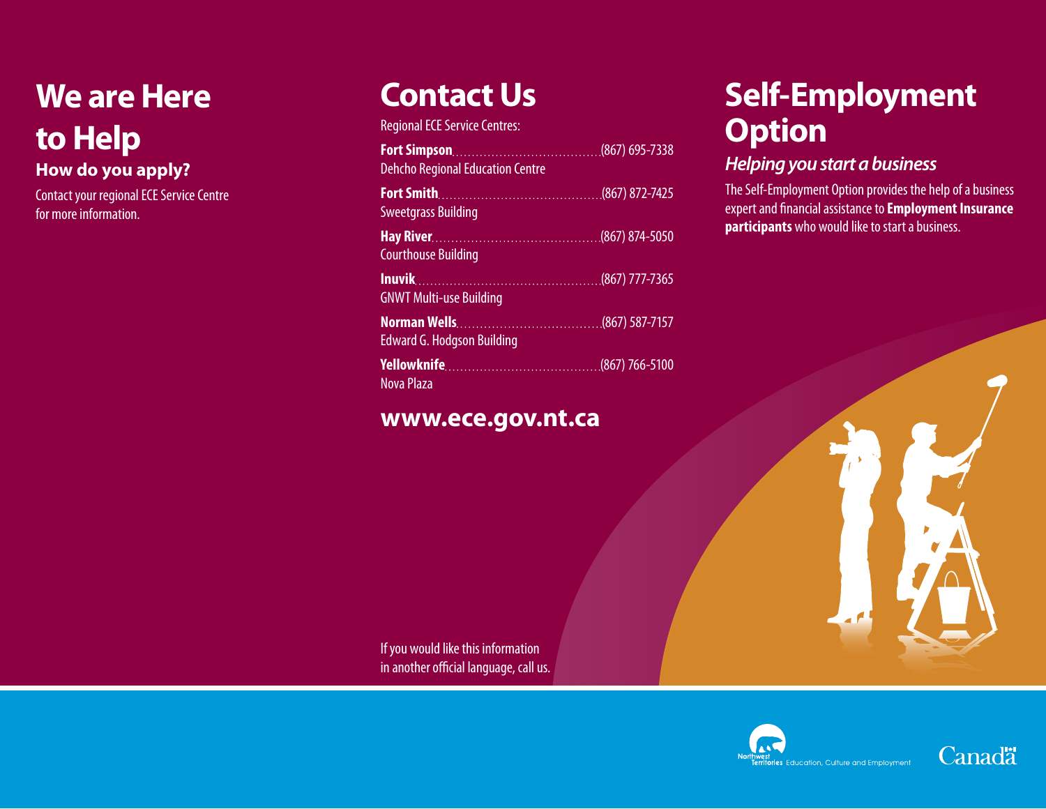# We are Here to Help

### How do you apply?

Contact your regional ECE Service Centre for more information.

# Contact Us

Regional ECE Service Centres:

**Fort Simpson**........................................(867) 695-7338
Dehcho Regional Education Centre

**Fort Smith**.............................................(867) 872-7425
Sweetgrass Building

**Hay River**..............................................(867) 874-5050
Courthouse Building

**Inuvik**....................................................(867) 777-7365
GNWT Multi-use Building

**Norman Wells**........................................(867) 587-7157
Edward G. Hodgson Building

**Yellowknife**...........................................(867) 766-5100
Nova Plaza

## www.ece.gov.nt.ca

If you would like this information in another official language, call us.

# Self-Employment Option

### *Helping you start a business*

The Self-Employment Option provides the help of a business expert and financial assistance to **Employment Insurance participants** who would like to start a business.

Northwest Territories Education, Culture and Employment

Canada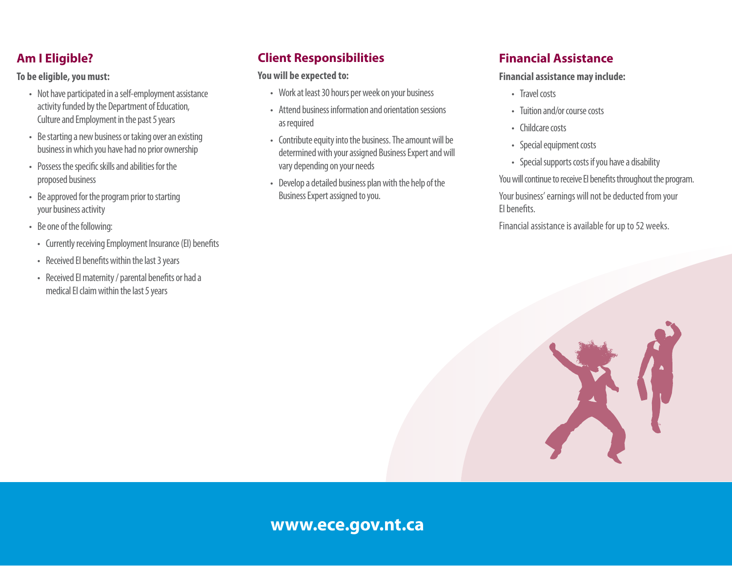## Am I Eligible?

**To be eligible, you must:**

- Not have participated in a self-employment assistance activity funded by the Department of Education, Culture and Employment in the past 5 years
- Be starting a new business or taking over an existing business in which you have had no prior ownership
- Possess the specific skills and abilities for the proposed business
- Be approved for the program prior to starting your business activity
- Be one of the following:
  - Currently receiving Employment Insurance (EI) benefits
  - Received EI benefits within the last 3 years
  - Received EI maternity / parental benefits or had a medical EI claim within the last 5 years

## Client Responsibilities

**You will be expected to:**

- Work at least 30 hours per week on your business
- Attend business information and orientation sessions as required
- Contribute equity into the business. The amount will be determined with your assigned Business Expert and will vary depending on your needs
- Develop a detailed business plan with the help of the Business Expert assigned to you.

## Financial Assistance

**Financial assistance may include:**

- Travel costs
- Tuition and/or course costs
- Childcare costs
- Special equipment costs
- Special supports costs if you have a disability

You will continue to receive EI benefits throughout the program.

Your business' earnings will not be deducted from your EI benefits.

Financial assistance is available for up to 52 weeks.

**www.ece.gov.nt.ca**